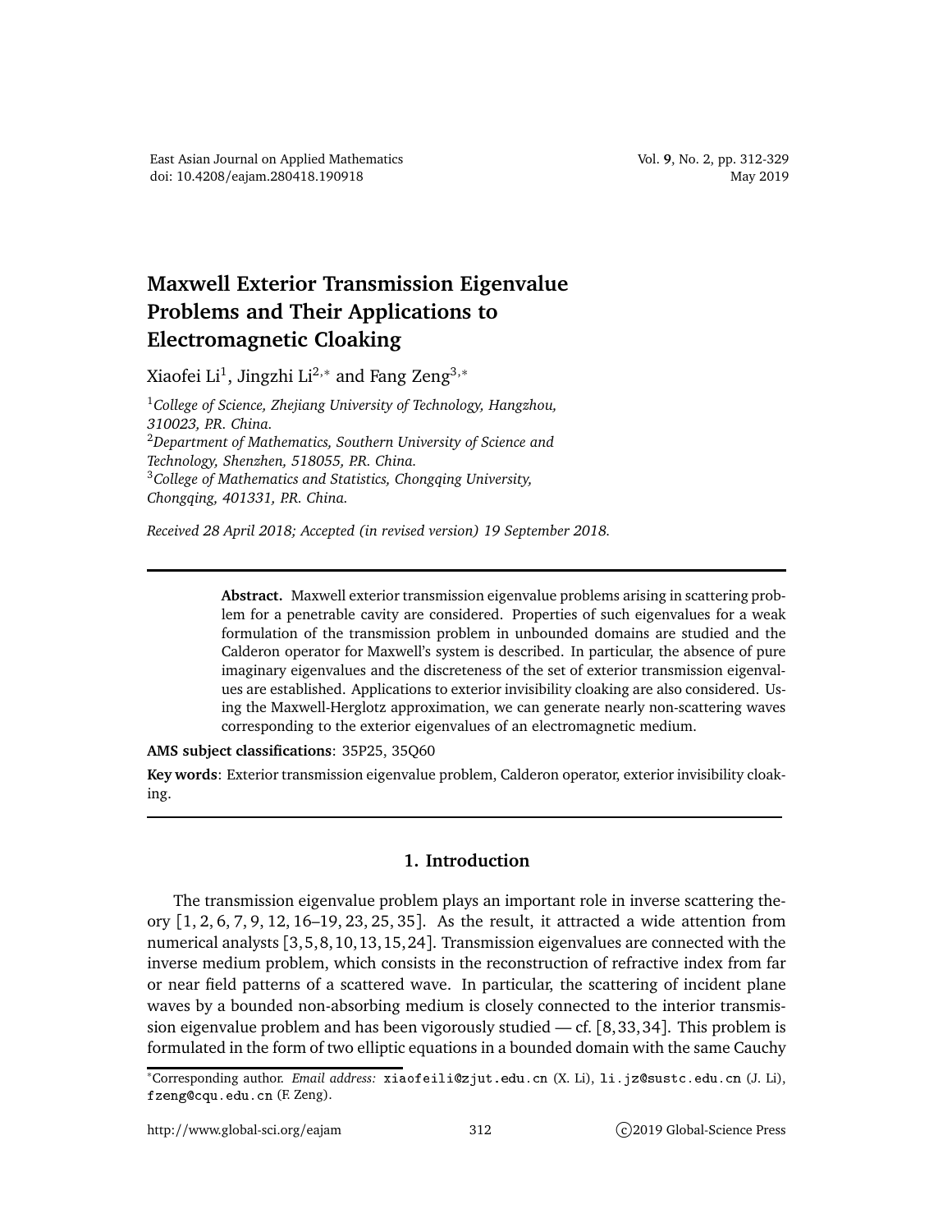# Maxwell Exterior Transmission Eigenvalue Problems and Their Applications to Electromagnetic Cloaking

Xiaofei Li[1], Jingzhi Li[2,*] and Fang Zeng[3,*]

[1]*College of Science, Zhejiang University of Technology, Hangzhou, 310023, P.R. China.*
[2]*Department of Mathematics, Southern University of Science and Technology, Shenzhen, 518055, P.R. China.*
[3]*College of Mathematics and Statistics, Chongqing University, Chongqing, 401331, P.R. China.*

*Received 28 April 2018; Accepted (in revised version) 19 September 2018.*

---

**Abstract.** Maxwell exterior transmission eigenvalue problems arising in scattering problem for a penetrable cavity are considered. Properties of such eigenvalues for a weak formulation of the transmission problem in unbounded domains are studied and the Calderon operator for Maxwell's system is described. In particular, the absence of pure imaginary eigenvalues and the discreteness of the set of exterior transmission eigenvalues are established. Applications to exterior invisibility cloaking are also considered. Using the Maxwell-Herglotz approximation, we can generate nearly non-scattering waves corresponding to the exterior eigenvalues of an electromagnetic medium.

**AMS subject classifications**: 35P25, 35Q60

**Key words**: Exterior transmission eigenvalue problem, Calderon operator, exterior invisibility cloaking.

---

## 1. Introduction

The transmission eigenvalue problem plays an important role in inverse scattering theory [1, 2, 6, 7, 9, 12, 16–19, 23, 25, 35]. As the result, it attracted a wide attention from numerical analysts [3,5,8,10,13,15,24]. Transmission eigenvalues are connected with the inverse medium problem, which consists in the reconstruction of refractive index from far or near field patterns of a scattered wave. In particular, the scattering of incident plane waves by a bounded non-absorbing medium is closely connected to the interior transmission eigenvalue problem and has been vigorously studied — cf. [8,33,34]. This problem is formulated in the form of two elliptic equations in a bounded domain with the same Cauchy

---

*Corresponding author. *Email address:* xiaofeili@zjut.edu.cn (X. Li), li.jz@sustc.edu.cn (J. Li), fzeng@cqu.edu.cn (F. Zeng).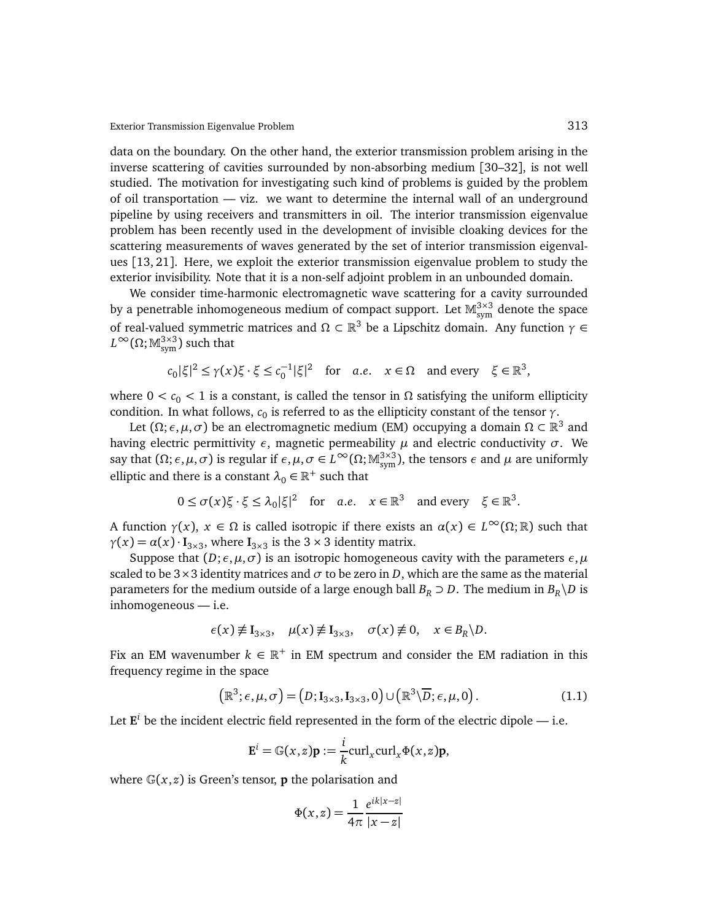data on the boundary. On the other hand, the exterior transmission problem arising in the inverse scattering of cavities surrounded by non-absorbing medium [30–32], is not well studied. The motivation for investigating such kind of problems is guided by the problem of oil transportation — viz. we want to determine the internal wall of an underground pipeline by using receivers and transmitters in oil. The interior transmission eigenvalue problem has been recently used in the development of invisible cloaking devices for the scattering measurements of waves generated by the set of interior transmission eigenvalues [13, 21]. Here, we exploit the exterior transmission eigenvalue problem to study the exterior invisibility. Note that it is a non-self adjoint problem in an unbounded domain.

We consider time-harmonic electromagnetic wave scattering for a cavity surrounded by a penetrable inhomogeneous medium of compact support. Let $\mathbb{M}^{3\times 3}_{\rm sym}$ denote the space of real-valued symmetric matrices and $\Omega \subset \mathbb{R}^3$ be a Lipschitz domain. Any function $\gamma \in L^\infty(\Omega; \mathbb{M}^{3\times 3}_{\rm sym})$ such that

$$c_0|\xi|^2 \le \gamma(x)\xi\cdot\xi \le c_0^{-1}|\xi|^2 \quad \text{for} \quad a.e. \quad x\in\Omega \quad \text{and every} \quad \xi\in\mathbb{R}^3,$$

where $0 < c_0 < 1$ is a constant, is called the tensor in $\Omega$ satisfying the uniform ellipticity condition. In what follows, $c_0$ is referred to as the ellipticity constant of the tensor $\gamma$.

Let $(\Omega; \epsilon, \mu, \sigma)$ be an electromagnetic medium (EM) occupying a domain $\Omega \subset \mathbb{R}^3$ and having electric permittivity $\epsilon$, magnetic permeability $\mu$ and electric conductivity $\sigma$. We say that $(\Omega; \epsilon, \mu, \sigma)$ is regular if $\epsilon, \mu, \sigma \in L^\infty(\Omega; \mathbb{M}^{3\times 3}_{\rm sym})$, the tensors $\epsilon$ and $\mu$ are uniformly elliptic and there is a constant $\lambda_0 \in \mathbb{R}^+$ such that

$$0 \le \sigma(x)\xi\cdot\xi \le \lambda_0|\xi|^2 \quad \text{for} \quad a.e. \quad x\in\mathbb{R}^3 \quad \text{and every} \quad \xi\in\mathbb{R}^3.$$

A function $\gamma(x)$, $x \in \Omega$ is called isotropic if there exists an $\alpha(x) \in L^\infty(\Omega; \mathbb{R})$ such that $\gamma(x) = \alpha(x)\cdot \mathbf{I}_{3\times 3}$, where $\mathbf{I}_{3\times 3}$ is the $3\times 3$ identity matrix.

Suppose that $(D; \epsilon, \mu, \sigma)$ is an isotropic homogeneous cavity with the parameters $\epsilon, \mu$ scaled to be $3\times 3$ identity matrices and $\sigma$ to be zero in $D$, which are the same as the material parameters for the medium outside of a large enough ball $B_R \supset D$. The medium in $B_R\backslash D$ is inhomogeneous — i.e.

$$\epsilon(x) \not\equiv \mathbf{I}_{3\times 3}, \quad \mu(x) \not\equiv \mathbf{I}_{3\times 3}, \quad \sigma(x) \not\equiv 0, \quad x\in B_R\backslash D.$$

Fix an EM wavenumber $k \in \mathbb{R}^+$ in EM spectrum and consider the EM radiation in this frequency regime in the space

$$\left(\mathbb{R}^3; \epsilon, \mu, \sigma\right) = \left(D; \mathbf{I}_{3\times 3}, \mathbf{I}_{3\times 3}, 0\right) \cup \left(\mathbb{R}^3\backslash\overline{D}; \epsilon, \mu, 0\right). \tag{1.1}$$

Let $\mathbf{E}^i$ be the incident electric field represented in the form of the electric dipole — i.e.

$$\mathbf{E}^i = \mathbb{G}(x,z)\mathbf{p} := \frac{i}{k}\mathrm{curl}_x\mathrm{curl}_x\Phi(x,z)\mathbf{p},$$

where $\mathbb{G}(x,z)$ is Green's tensor, $\mathbf{p}$ the polarisation and

$$\Phi(x,z) = \frac{1}{4\pi}\frac{e^{ik|x-z|}}{|x-z|}$$